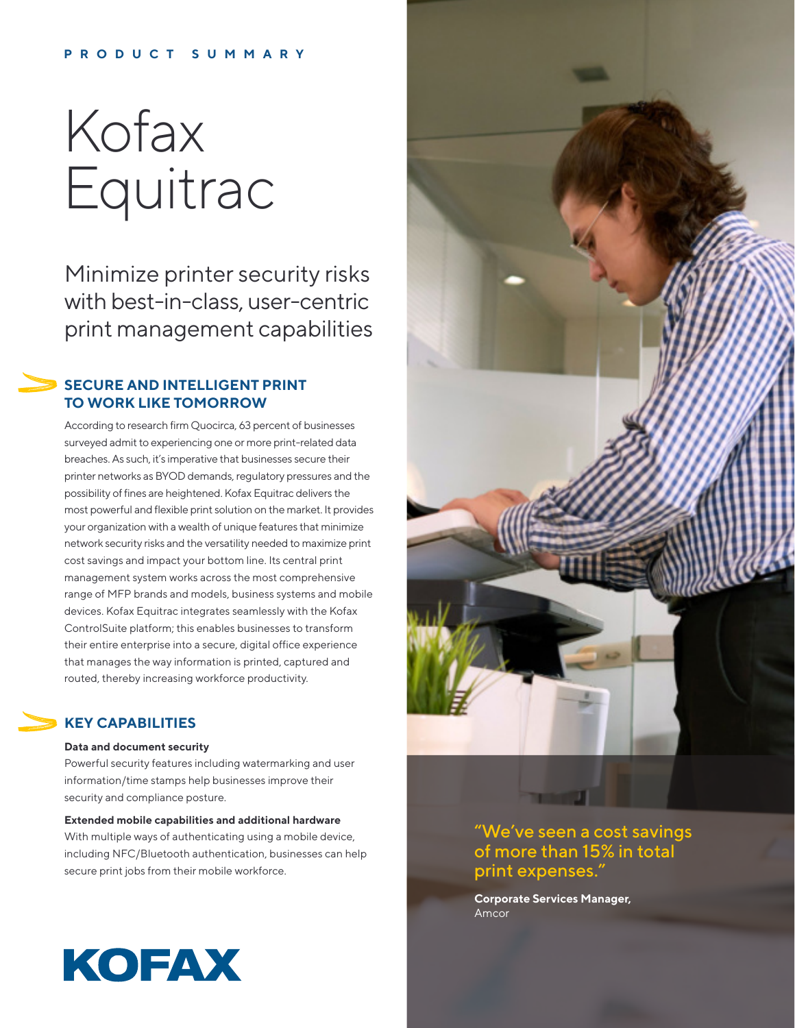PRODUCT SUMMARY

# Kofax Equitrac

## Minimize printer security risks with best-in-class, user-centric print management capabilities

### SECURE AND INTELLIGENT PRINT TO WORK LIKE TOMORROW

According to research firm Quocirca, 63 percent of businesses surveyed admit to experiencing one or more print-related data breaches. As such, it's imperative that businesses secure their printer networks as BYOD demands, regulatory pressures and the possibility of fines are heightened. Kofax Equitrac delivers the most powerful and flexible print solution on the market. It provides your organization with a wealth of unique features that minimize network security risks and the versatility needed to maximize print cost savings and impact your bottom line. Its central print management system works across the most comprehensive range of MFP brands and models, business systems and mobile devices. Kofax Equitrac integrates seamlessly with the Kofax ControlSuite platform; this enables businesses to transform their entire enterprise into a secure, digital office experience that manages the way information is printed, captured and routed, thereby increasing workforce productivity.

### KEY CAPABILITIES

**Data and document security**
Powerful security features including watermarking and user information/time stamps help businesses improve their security and compliance posture.

**Extended mobile capabilities and additional hardware**
With multiple ways of authenticating using a mobile device, including NFC/Bluetooth authentication, businesses can help secure print jobs from their mobile workforce.

"We've seen a cost savings of more than 15% in total print expenses."

**Corporate Services Manager,**
Amcor

KOFAX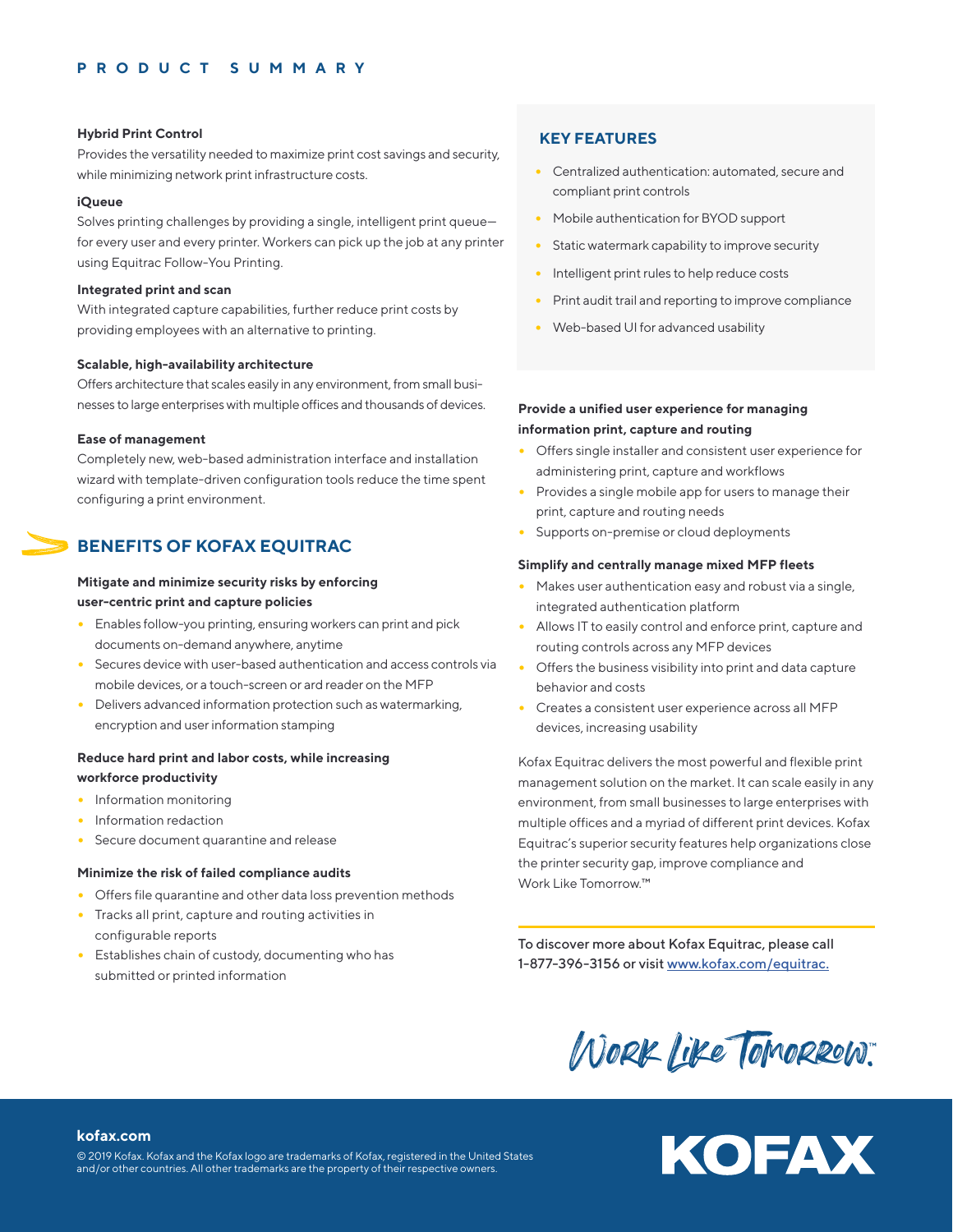# PRODUCT SUMMARY

**Hybrid Print Control**
Provides the versatility needed to maximize print cost savings and security, while minimizing network print infrastructure costs.

**iQueue**
Solves printing challenges by providing a single, intelligent print queue—for every user and every printer. Workers can pick up the job at any printer using Equitrac Follow-You Printing.

**Integrated print and scan**
With integrated capture capabilities, further reduce print costs by providing employees with an alternative to printing.

**Scalable, high-availability architecture**
Offers architecture that scales easily in any environment, from small businesses to large enterprises with multiple offices and thousands of devices.

**Ease of management**
Completely new, web-based administration interface and installation wizard with template-driven configuration tools reduce the time spent configuring a print environment.

## BENEFITS OF KOFAX EQUITRAC

**Mitigate and minimize security risks by enforcing user-centric print and capture policies**

- Enables follow-you printing, ensuring workers can print and pick documents on-demand anywhere, anytime
- Secures device with user-based authentication and access controls via mobile devices, or a touch-screen or ard reader on the MFP
- Delivers advanced information protection such as watermarking, encryption and user information stamping

**Reduce hard print and labor costs, while increasing workforce productivity**

- Information monitoring
- Information redaction
- Secure document quarantine and release

**Minimize the risk of failed compliance audits**

- Offers file quarantine and other data loss prevention methods
- Tracks all print, capture and routing activities in configurable reports
- Establishes chain of custody, documenting who has submitted or printed information

## KEY FEATURES

- Centralized authentication: automated, secure and compliant print controls
- Mobile authentication for BYOD support
- Static watermark capability to improve security
- Intelligent print rules to help reduce costs
- Print audit trail and reporting to improve compliance
- Web-based UI for advanced usability

**Provide a unified user experience for managing information print, capture and routing**

- Offers single installer and consistent user experience for administering print, capture and workflows
- Provides a single mobile app for users to manage their print, capture and routing needs
- Supports on-premise or cloud deployments

**Simplify and centrally manage mixed MFP fleets**

- Makes user authentication easy and robust via a single, integrated authentication platform
- Allows IT to easily control and enforce print, capture and routing controls across any MFP devices
- Offers the business visibility into print and data capture behavior and costs
- Creates a consistent user experience across all MFP devices, increasing usability

Kofax Equitrac delivers the most powerful and flexible print management solution on the market. It can scale easily in any environment, from small businesses to large enterprises with multiple offices and a myriad of different print devices. Kofax Equitrac's superior security features help organizations close the printer security gap, improve compliance and Work Like Tomorrow.™

To discover more about Kofax Equitrac, please call 1-877-396-3156 or visit www.kofax.com/equitrac.

Work Like Tomorrow.™

**kofax.com**
© 2019 Kofax. Kofax and the Kofax logo are trademarks of Kofax, registered in the United States and/or other countries. All other trademarks are the property of their respective owners.

KOFAX